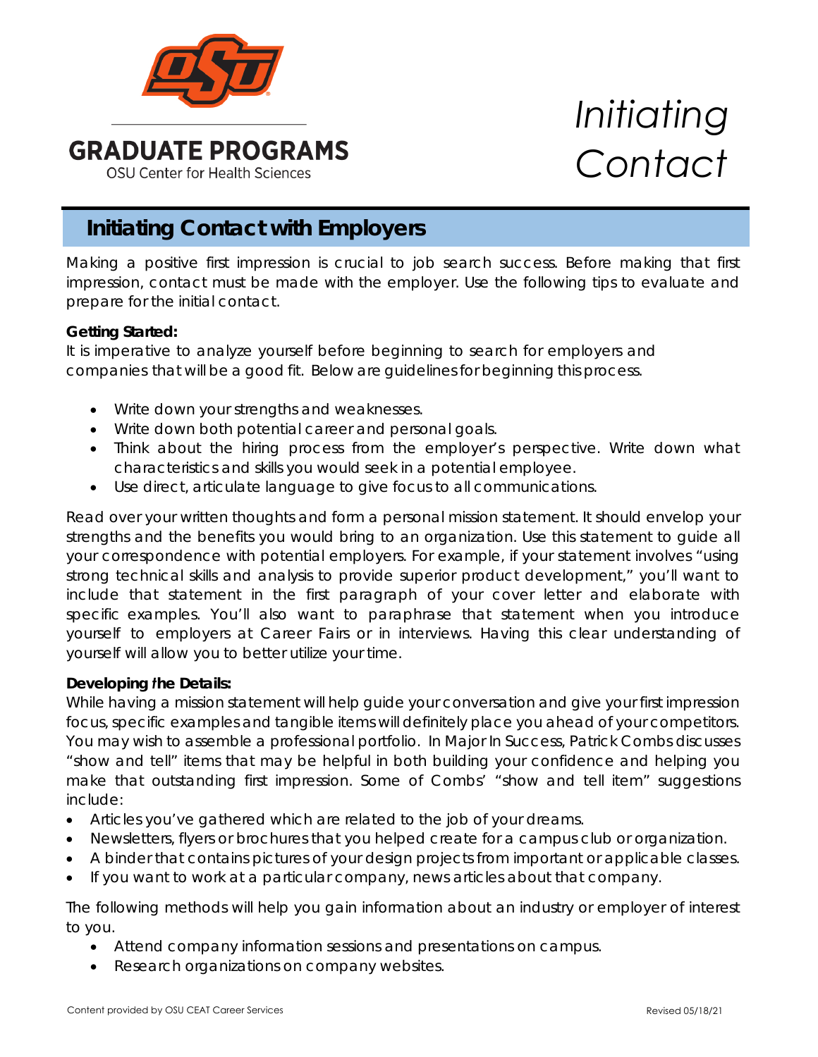GRADUATE PROGRAMS

OSU Center for Health Sciences

# *Initiating Contact*

## Initiating Contact with Employers

Making a positive first impression is crucial to job search success. Before making that first impression, contact must be made with the employer. Use the following tips to evaluate and prepare for the initial contact.

**Getting Started:**

It is imperative to analyze yourself before beginning to search for employers and companies that will be a good fit. Below are guidelines for beginning this process.

- Write down your strengths and weaknesses.
- Write down both potential career and personal goals.
- Think about the hiring process from the employer's perspective. Write down what characteristics and skills you would seek in a potential employee.
- Use direct, articulate language to give focus to all communications.

Read over your written thoughts and form a personal mission statement. It should envelop your strengths and the benefits you would bring to an organization. Use this statement to guide all your correspondence with potential employers. For example, if your statement involves "using strong technical skills and analysis to provide superior product development," you'll want to include that statement in the first paragraph of your cover letter and elaborate with specific examples. You'll also want to paraphrase that statement when you introduce yourself to employers at Career Fairs or in interviews. Having this clear understanding of yourself will allow you to better utilize your time.

**Developing the Details:**

While having a mission statement will help guide your conversation and give your first impression focus, specific examples and tangible items will definitely place you ahead of your competitors. You may wish to assemble a professional portfolio. In Major In Success, Patrick Combs discusses "show and tell" items that may be helpful in both building your confidence and helping you make that outstanding first impression. Some of Combs' "show and tell item" suggestions include:

- Articles you've gathered which are related to the job of your dreams.
- Newsletters, flyers or brochures that you helped create for a campus club or organization.
- A binder that contains pictures of your design projects from important or applicable classes.
- If you want to work at a particular company, news articles about that company.

The following methods will help you gain information about an industry or employer of interest to you.

- Attend company information sessions and presentations on campus.
- Research organizations on company websites.

Content provided by OSU CEAT Career Services

Revised 05/18/21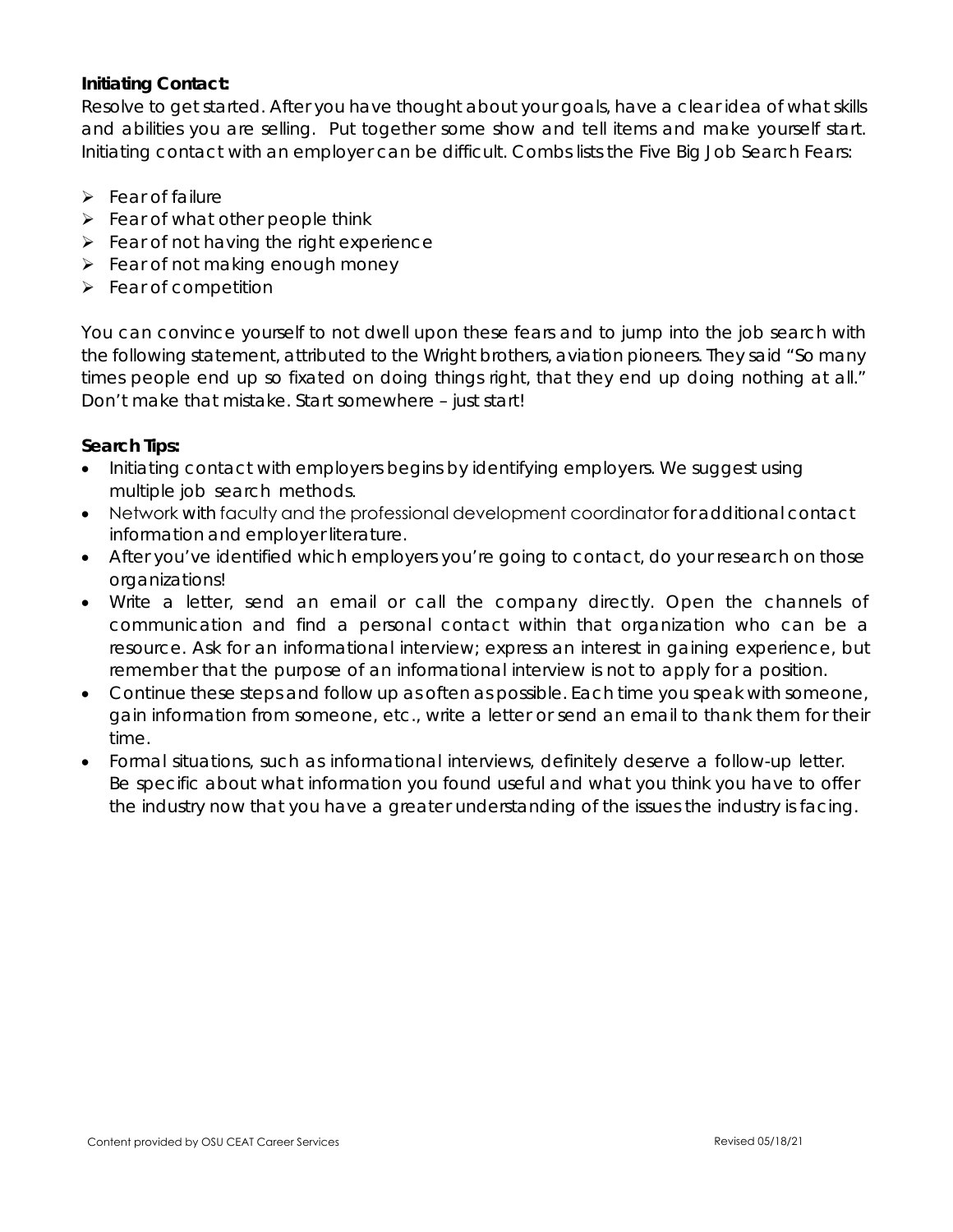**Initiating Contact:**

Resolve to get started. After you have thought about your goals, have a clear idea of what skills and abilities you are selling. Put together some show and tell items and make yourself start. Initiating contact with an employer can be difficult. Combs lists the Five Big Job Search Fears:

- Fear of failure
- Fear of what other people think
- Fear of not having the right experience
- Fear of not making enough money
- Fear of competition

You can convince yourself to not dwell upon these fears and to jump into the job search with the following statement, attributed to the Wright brothers, aviation pioneers. They said "So many times people end up so fixated on doing things right, that they end up doing nothing at all." Don't make that mistake. Start somewhere – just start!

**Search Tips:**

- Initiating contact with employers begins by identifying employers. We suggest using multiple job search methods.
- Network with faculty and the professional development coordinator for additional contact information and employer literature.
- After you've identified which employers you're going to contact, do your research on those organizations!
- Write a letter, send an email or call the company directly. Open the channels of communication and find a personal contact within that organization who can be a resource. Ask for an informational interview; express an interest in gaining experience, but remember that the purpose of an informational interview is not to apply for a position.
- Continue these steps and follow up as often as possible. Each time you speak with someone, gain information from someone, etc., write a letter or send an email to thank them for their time.
- Formal situations, such as informational interviews, definitely deserve a follow-up letter. Be specific about what information you found useful and what you think you have to offer the industry now that you have a greater understanding of the issues the industry is facing.

Content provided by OSU CEAT Career Services

Revised 05/18/21